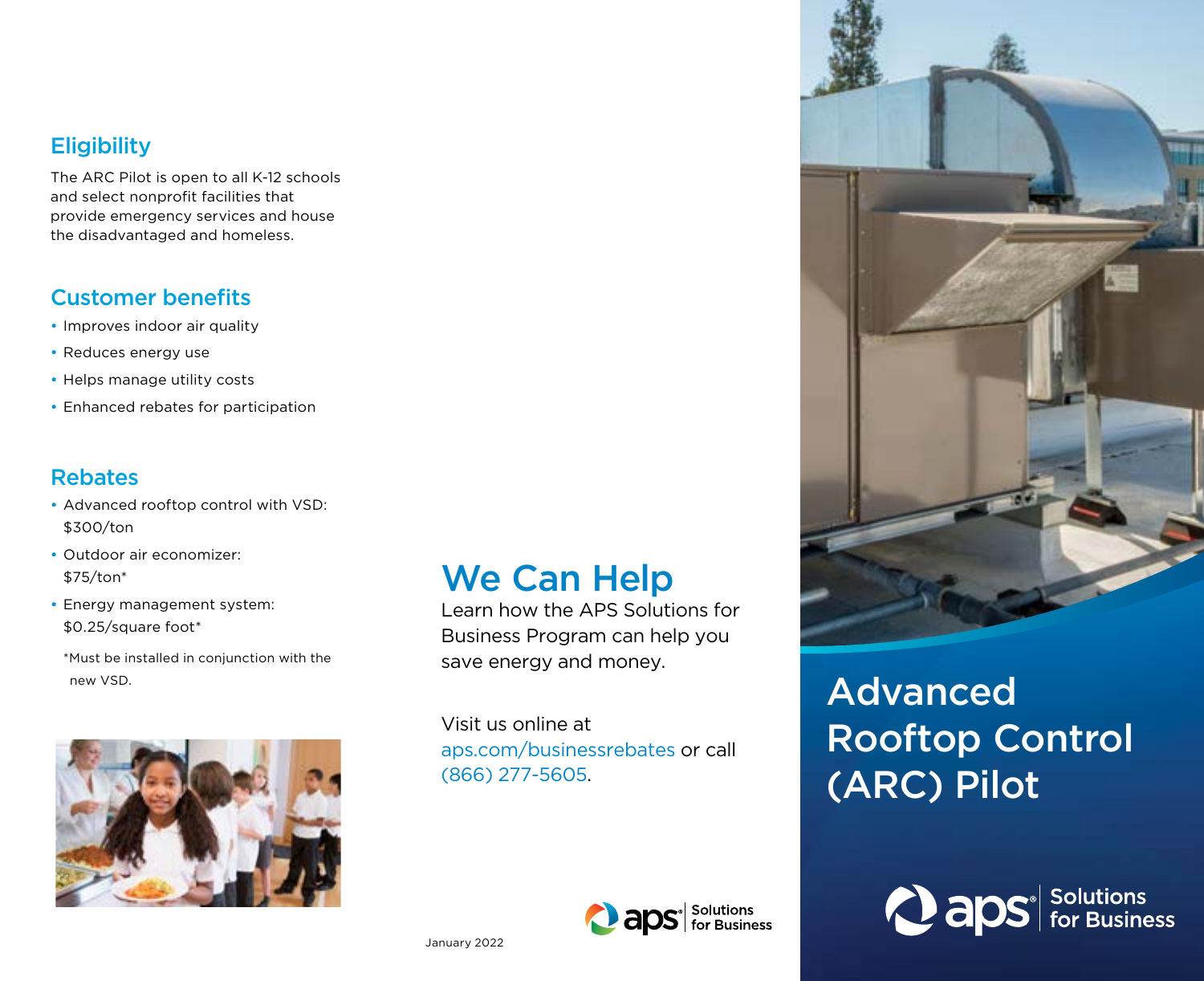## Eligibility

The ARC Pilot is open to all K-12 schools and select nonprofit facilities that provide emergency services and house the disadvantaged and homeless.

## Customer benefits

- Improves indoor air quality
- Reduces energy use
- Helps manage utility costs
- Enhanced rebates for participation

## Rebates

- Advanced rooftop control with VSD: $300/ton
- Outdoor air economizer: $75/ton*
- Energy management system: $0.25/square foot*

*Must be installed in conjunction with the new VSD.

# We Can Help

Learn how the APS Solutions for Business Program can help you save energy and money.

Visit us online at aps.com/businessrebates or call (866) 277-5605.

aps Solutions for Business

January 2022

# Advanced Rooftop Control (ARC) Pilot

aps Solutions for Business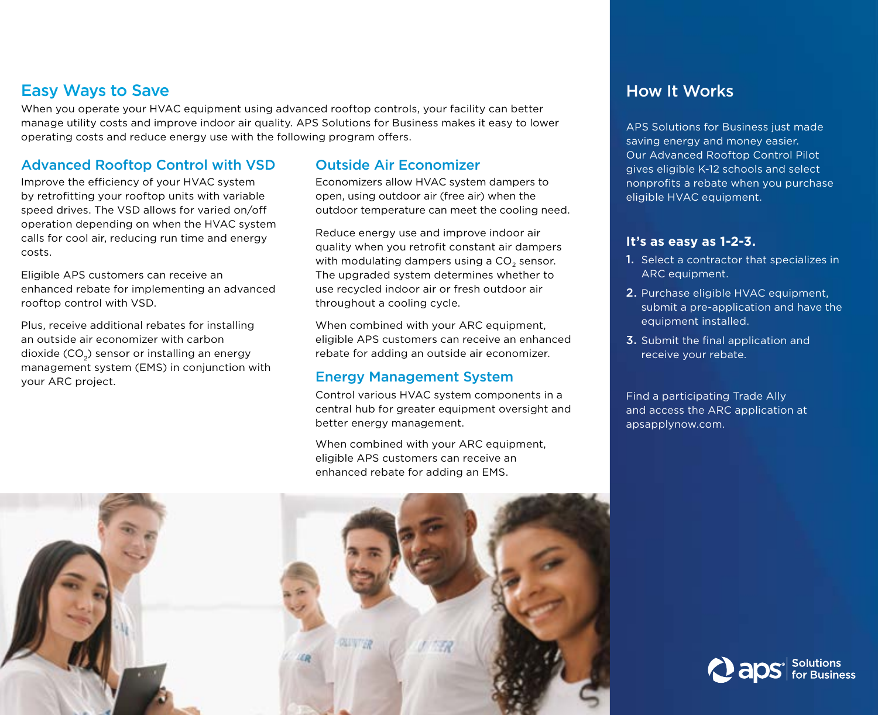## Easy Ways to Save

When you operate your HVAC equipment using advanced rooftop controls, your facility can better manage utility costs and improve indoor air quality. APS Solutions for Business makes it easy to lower operating costs and reduce energy use with the following program offers.

### Advanced Rooftop Control with VSD

Improve the efficiency of your HVAC system by retrofitting your rooftop units with variable speed drives. The VSD allows for varied on/off operation depending on when the HVAC system calls for cool air, reducing run time and energy costs.

Eligible APS customers can receive an enhanced rebate for implementing an advanced rooftop control with VSD.

Plus, receive additional rebates for installing an outside air economizer with carbon dioxide ($CO_2$) sensor or installing an energy management system (EMS) in conjunction with your ARC project.

### Outside Air Economizer

Economizers allow HVAC system dampers to open, using outdoor air (free air) when the outdoor temperature can meet the cooling need.

Reduce energy use and improve indoor air quality when you retrofit constant air dampers with modulating dampers using a $CO_2$ sensor. The upgraded system determines whether to use recycled indoor air or fresh outdoor air throughout a cooling cycle.

When combined with your ARC equipment, eligible APS customers can receive an enhanced rebate for adding an outside air economizer.

### Energy Management System

Control various HVAC system components in a central hub for greater equipment oversight and better energy management.

When combined with your ARC equipment, eligible APS customers can receive an enhanced rebate for adding an EMS.

## How It Works

APS Solutions for Business just made saving energy and money easier. Our Advanced Rooftop Control Pilot gives eligible K-12 schools and select nonprofits a rebate when you purchase eligible HVAC equipment.

**It's as easy as 1-2-3.**

1. Select a contractor that specializes in ARC equipment.
2. Purchase eligible HVAC equipment, submit a pre-application and have the equipment installed.
3. Submit the final application and receive your rebate.

Find a participating Trade Ally and access the ARC application at apsapplynow.com.

aps Solutions for Business